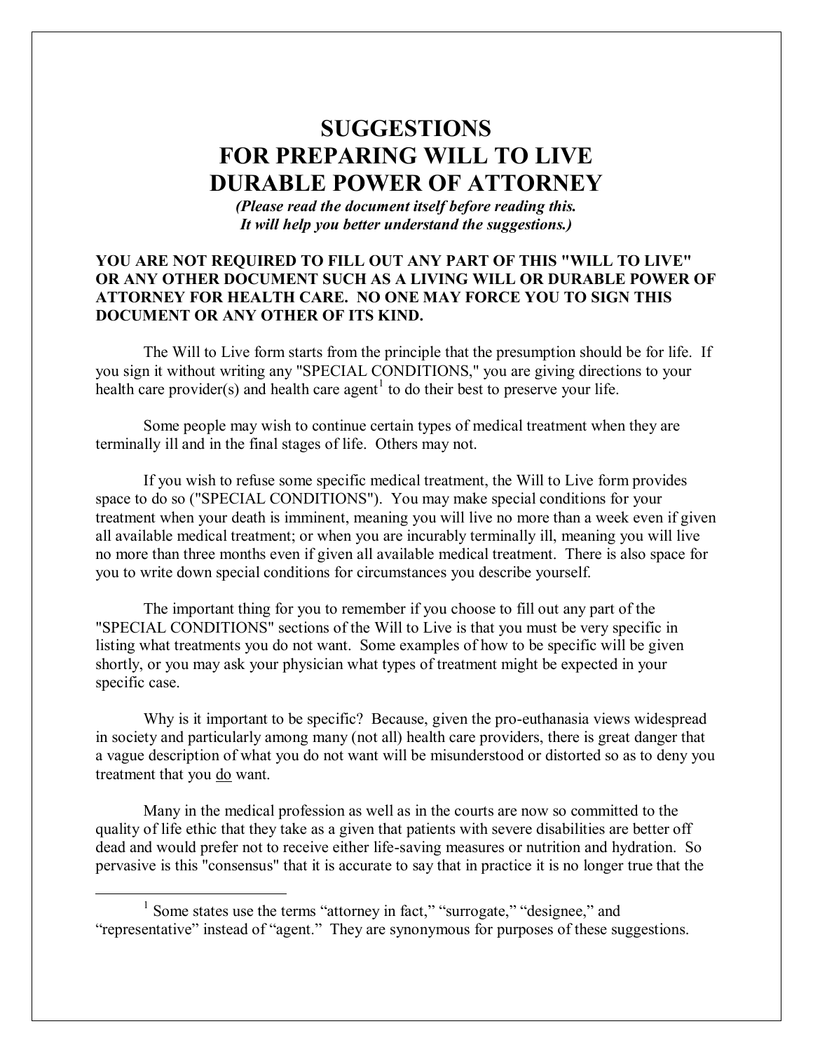# SUGGESTIONS
# FOR PREPARING WILL TO LIVE
# DURABLE POWER OF ATTORNEY

***(Please read the document itself before reading this. It will help you better understand the suggestions.)***

**YOU ARE NOT REQUIRED TO FILL OUT ANY PART OF THIS "WILL TO LIVE" OR ANY OTHER DOCUMENT SUCH AS A LIVING WILL OR DURABLE POWER OF ATTORNEY FOR HEALTH CARE. NO ONE MAY FORCE YOU TO SIGN THIS DOCUMENT OR ANY OTHER OF ITS KIND.**

The Will to Live form starts from the principle that the presumption should be for life. If you sign it without writing any "SPECIAL CONDITIONS," you are giving directions to your health care provider(s) and health care agent[1] to do their best to preserve your life.

Some people may wish to continue certain types of medical treatment when they are terminally ill and in the final stages of life. Others may not.

If you wish to refuse some specific medical treatment, the Will to Live form provides space to do so ("SPECIAL CONDITIONS"). You may make special conditions for your treatment when your death is imminent, meaning you will live no more than a week even if given all available medical treatment; or when you are incurably terminally ill, meaning you will live no more than three months even if given all available medical treatment. There is also space for you to write down special conditions for circumstances you describe yourself.

The important thing for you to remember if you choose to fill out any part of the "SPECIAL CONDITIONS" sections of the Will to Live is that you must be very specific in listing what treatments you do not want. Some examples of how to be specific will be given shortly, or you may ask your physician what types of treatment might be expected in your specific case.

Why is it important to be specific? Because, given the pro-euthanasia views widespread in society and particularly among many (not all) health care providers, there is great danger that a vague description of what you do not want will be misunderstood or distorted so as to deny you treatment that you <u>do</u> want.

Many in the medical profession as well as in the courts are now so committed to the quality of life ethic that they take as a given that patients with severe disabilities are better off dead and would prefer not to receive either life-saving measures or nutrition and hydration. So pervasive is this "consensus" that it is accurate to say that in practice it is no longer true that the

---

[1] Some states use the terms "attorney in fact," "surrogate," "designee," and "representative" instead of "agent." They are synonymous for purposes of these suggestions.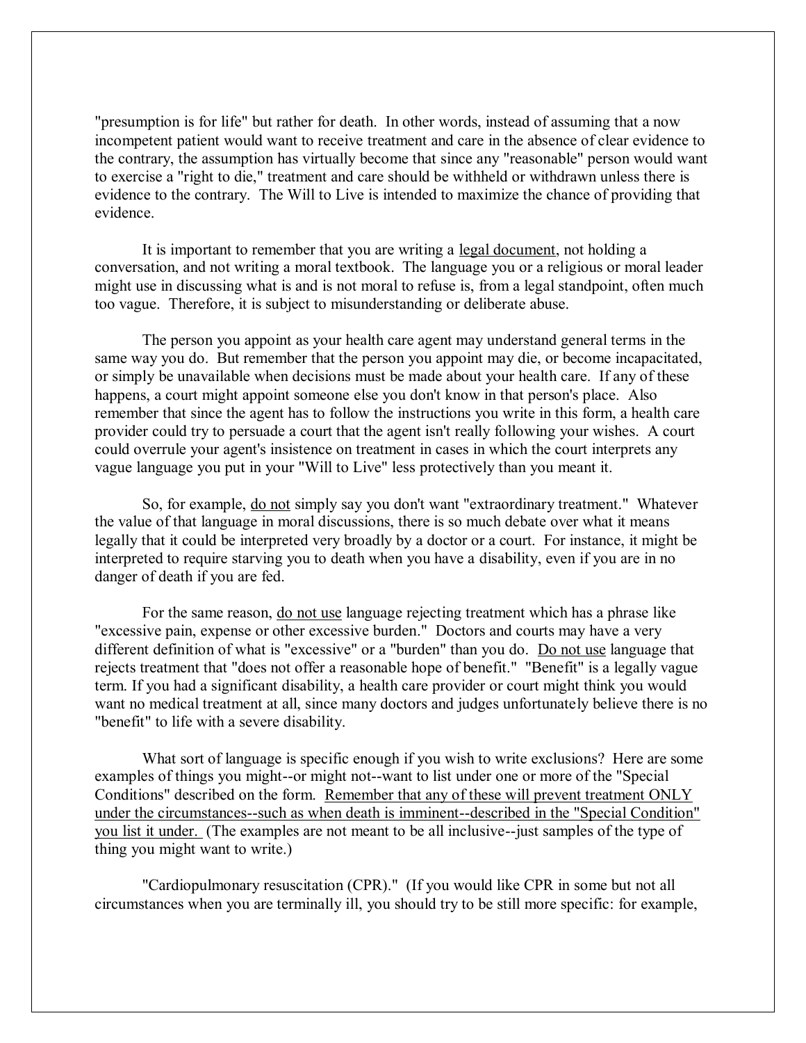"presumption is for life" but rather for death. In other words, instead of assuming that a now incompetent patient would want to receive treatment and care in the absence of clear evidence to the contrary, the assumption has virtually become that since any "reasonable" person would want to exercise a "right to die," treatment and care should be withheld or withdrawn unless there is evidence to the contrary. The Will to Live is intended to maximize the chance of providing that evidence.

It is important to remember that you are writing a <u>legal document</u>, not holding a conversation, and not writing a moral textbook. The language you or a religious or moral leader might use in discussing what is and is not moral to refuse is, from a legal standpoint, often much too vague. Therefore, it is subject to misunderstanding or deliberate abuse.

The person you appoint as your health care agent may understand general terms in the same way you do. But remember that the person you appoint may die, or become incapacitated, or simply be unavailable when decisions must be made about your health care. If any of these happens, a court might appoint someone else you don't know in that person's place. Also remember that since the agent has to follow the instructions you write in this form, a health care provider could try to persuade a court that the agent isn't really following your wishes. A court could overrule your agent's insistence on treatment in cases in which the court interprets any vague language you put in your "Will to Live" less protectively than you meant it.

So, for example, <u>do not</u> simply say you don't want "extraordinary treatment." Whatever the value of that language in moral discussions, there is so much debate over what it means legally that it could be interpreted very broadly by a doctor or a court. For instance, it might be interpreted to require starving you to death when you have a disability, even if you are in no danger of death if you are fed.

For the same reason, <u>do not use</u> language rejecting treatment which has a phrase like "excessive pain, expense or other excessive burden." Doctors and courts may have a very different definition of what is "excessive" or a "burden" than you do. <u>Do not use</u> language that rejects treatment that "does not offer a reasonable hope of benefit." "Benefit" is a legally vague term. If you had a significant disability, a health care provider or court might think you would want no medical treatment at all, since many doctors and judges unfortunately believe there is no "benefit" to life with a severe disability.

What sort of language is specific enough if you wish to write exclusions? Here are some examples of things you might--or might not--want to list under one or more of the "Special Conditions" described on the form. <u>Remember that any of these will prevent treatment ONLY under the circumstances--such as when death is imminent--described in the "Special Condition" you list it under.</u> (The examples are not meant to be all inclusive--just samples of the type of thing you might want to write.)

"Cardiopulmonary resuscitation (CPR)." (If you would like CPR in some but not all circumstances when you are terminally ill, you should try to be still more specific: for example,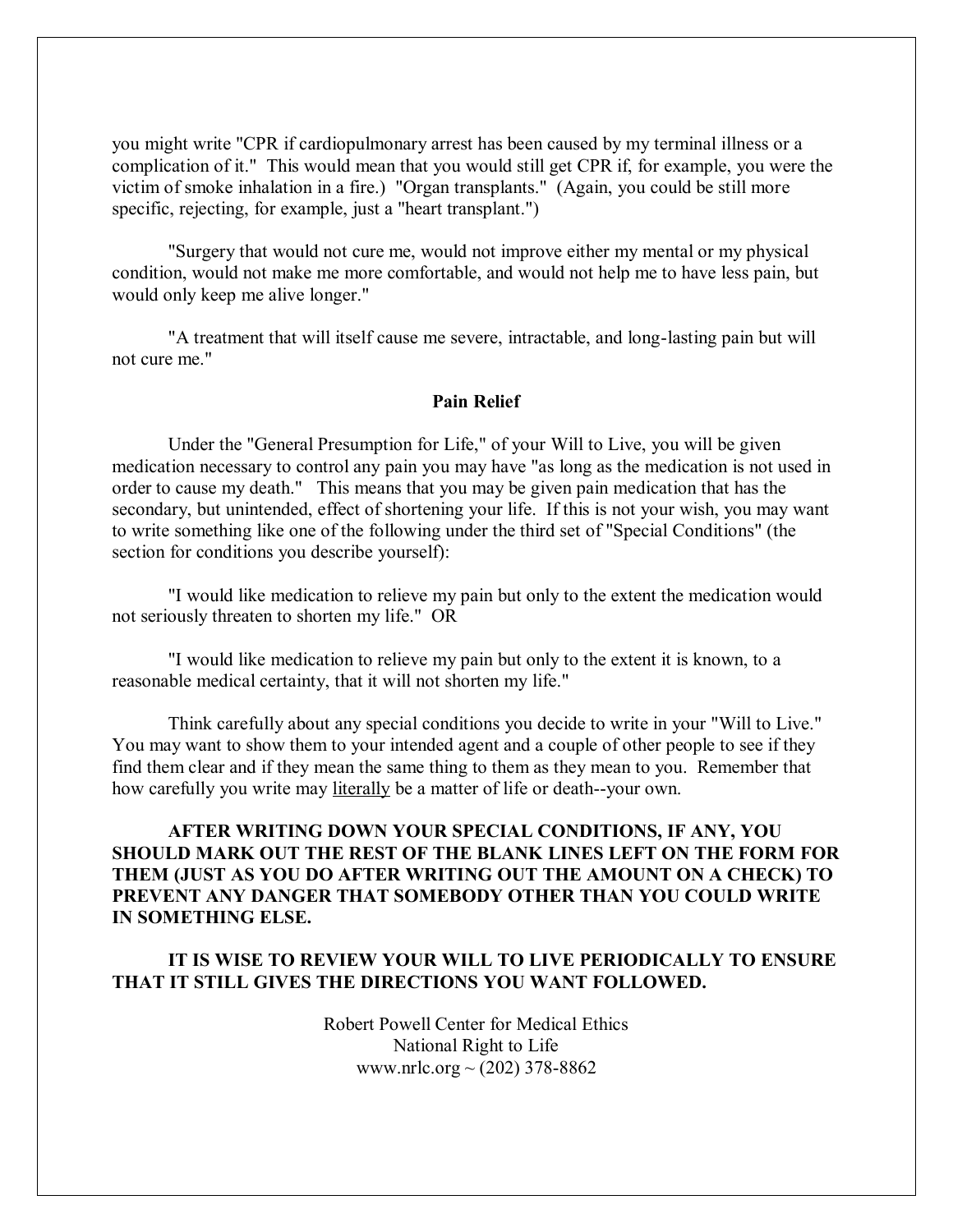you might write "CPR if cardiopulmonary arrest has been caused by my terminal illness or a complication of it." This would mean that you would still get CPR if, for example, you were the victim of smoke inhalation in a fire.) "Organ transplants." (Again, you could be still more specific, rejecting, for example, just a "heart transplant.")

"Surgery that would not cure me, would not improve either my mental or my physical condition, would not make me more comfortable, and would not help me to have less pain, but would only keep me alive longer."

"A treatment that will itself cause me severe, intractable, and long-lasting pain but will not cure me."

**Pain Relief**

Under the "General Presumption for Life," of your Will to Live, you will be given medication necessary to control any pain you may have "as long as the medication is not used in order to cause my death." This means that you may be given pain medication that has the secondary, but unintended, effect of shortening your life. If this is not your wish, you may want to write something like one of the following under the third set of "Special Conditions" (the section for conditions you describe yourself):

"I would like medication to relieve my pain but only to the extent the medication would not seriously threaten to shorten my life." OR

"I would like medication to relieve my pain but only to the extent it is known, to a reasonable medical certainty, that it will not shorten my life."

Think carefully about any special conditions you decide to write in your "Will to Live." You may want to show them to your intended agent and a couple of other people to see if they find them clear and if they mean the same thing to them as they mean to you. Remember that how carefully you write may <u>literally</u> be a matter of life or death--your own.

**AFTER WRITING DOWN YOUR SPECIAL CONDITIONS, IF ANY, YOU SHOULD MARK OUT THE REST OF THE BLANK LINES LEFT ON THE FORM FOR THEM (JUST AS YOU DO AFTER WRITING OUT THE AMOUNT ON A CHECK) TO PREVENT ANY DANGER THAT SOMEBODY OTHER THAN YOU COULD WRITE IN SOMETHING ELSE.**

**IT IS WISE TO REVIEW YOUR WILL TO LIVE PERIODICALLY TO ENSURE THAT IT STILL GIVES THE DIRECTIONS YOU WANT FOLLOWED.**

Robert Powell Center for Medical Ethics
National Right to Life
www.nrlc.org ~ (202) 378-8862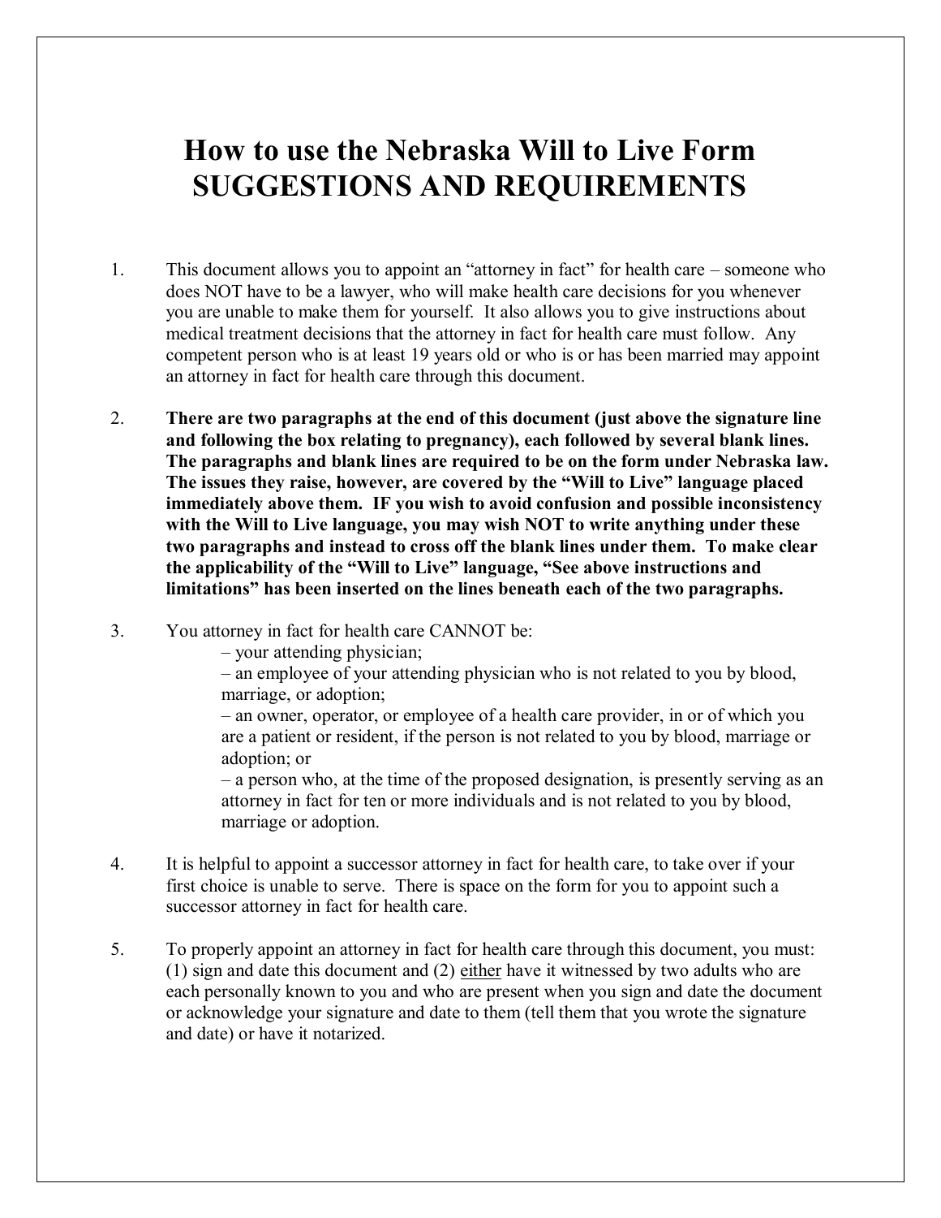# How to use the Nebraska Will to Live Form SUGGESTIONS AND REQUIREMENTS

1. This document allows you to appoint an "attorney in fact" for health care – someone who does NOT have to be a lawyer, who will make health care decisions for you whenever you are unable to make them for yourself. It also allows you to give instructions about medical treatment decisions that the attorney in fact for health care must follow. Any competent person who is at least 19 years old or who is or has been married may appoint an attorney in fact for health care through this document.

2. **There are two paragraphs at the end of this document (just above the signature line and following the box relating to pregnancy), each followed by several blank lines. The paragraphs and blank lines are required to be on the form under Nebraska law. The issues they raise, however, are covered by the "Will to Live" language placed immediately above them. IF you wish to avoid confusion and possible inconsistency with the Will to Live language, you may wish NOT to write anything under these two paragraphs and instead to cross off the blank lines under them. To make clear the applicability of the "Will to Live" language, "See above instructions and limitations" has been inserted on the lines beneath each of the two paragraphs.**

3. You attorney in fact for health care CANNOT be:
   - your attending physician;
   - an employee of your attending physician who is not related to you by blood, marriage, or adoption;
   - an owner, operator, or employee of a health care provider, in or of which you are a patient or resident, if the person is not related to you by blood, marriage or adoption; or
   - a person who, at the time of the proposed designation, is presently serving as an attorney in fact for ten or more individuals and is not related to you by blood, marriage or adoption.

4. It is helpful to appoint a successor attorney in fact for health care, to take over if your first choice is unable to serve. There is space on the form for you to appoint such a successor attorney in fact for health care.

5. To properly appoint an attorney in fact for health care through this document, you must: (1) sign and date this document and (2) <u>either</u> have it witnessed by two adults who are each personally known to you and who are present when you sign and date the document or acknowledge your signature and date to them (tell them that you wrote the signature and date) or have it notarized.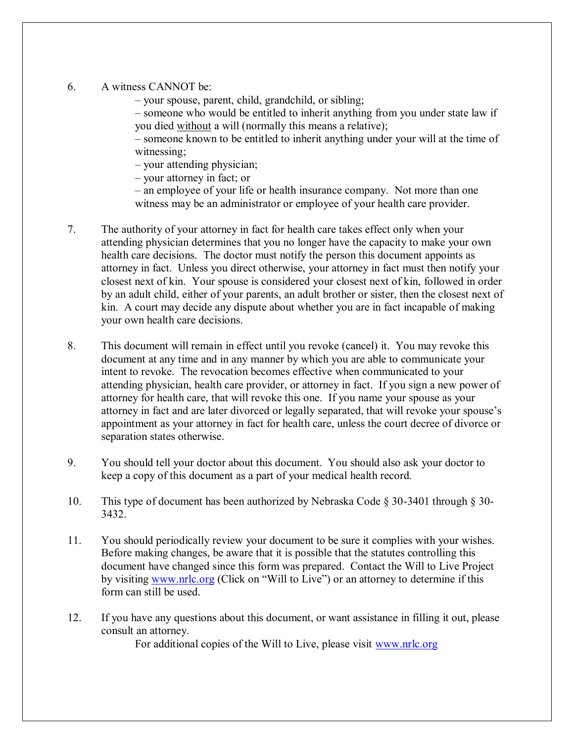6. A witness CANNOT be:
   - – your spouse, parent, child, grandchild, or sibling;
   - – someone who would be entitled to inherit anything from you under state law if you died <u>without</u> a will (normally this means a relative);
   - – someone known to be entitled to inherit anything under your will at the time of witnessing;
   - – your attending physician;
   - – your attorney in fact; or
   - – an employee of your life or health insurance company. Not more than one witness may be an administrator or employee of your health care provider.

7. The authority of your attorney in fact for health care takes effect only when your attending physician determines that you no longer have the capacity to make your own health care decisions. The doctor must notify the person this document appoints as attorney in fact. Unless you direct otherwise, your attorney in fact must then notify your closest next of kin. Your spouse is considered your closest next of kin, followed in order by an adult child, either of your parents, an adult brother or sister, then the closest next of kin. A court may decide any dispute about whether you are in fact incapable of making your own health care decisions.

8. This document will remain in effect until you revoke (cancel) it. You may revoke this document at any time and in any manner by which you are able to communicate your intent to revoke. The revocation becomes effective when communicated to your attending physician, health care provider, or attorney in fact. If you sign a new power of attorney for health care, that will revoke this one. If you name your spouse as your attorney in fact and are later divorced or legally separated, that will revoke your spouse's appointment as your attorney in fact for health care, unless the court decree of divorce or separation states otherwise.

9. You should tell your doctor about this document. You should also ask your doctor to keep a copy of this document as a part of your medical health record.

10. This type of document has been authorized by Nebraska Code § 30-3401 through § 30-3432.

11. You should periodically review your document to be sure it complies with your wishes. Before making changes, be aware that it is possible that the statutes controlling this document have changed since this form was prepared. Contact the Will to Live Project by visiting www.nrlc.org (Click on "Will to Live") or an attorney to determine if this form can still be used.

12. If you have any questions about this document, or want assistance in filling it out, please consult an attorney.

    For additional copies of the Will to Live, please visit www.nrlc.org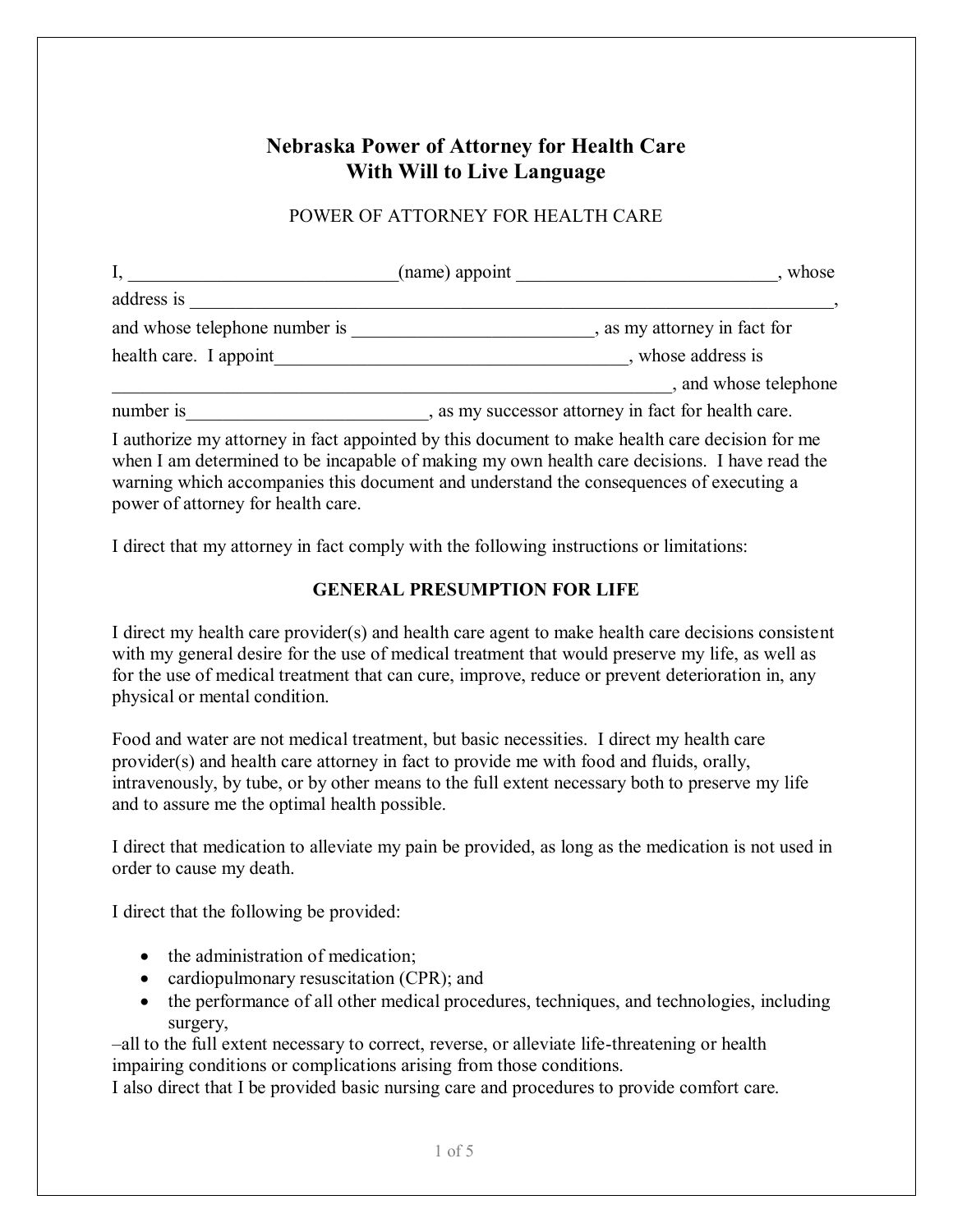# Nebraska Power of Attorney for Health Care With Will to Live Language

POWER OF ATTORNEY FOR HEALTH CARE

I, ____________________________(name) appoint ____________________________, whose address is ______________________________________________________________________, and whose telephone number is __________________________, as my attorney in fact for health care. I appoint______________________________________, whose address is ____________________________________________________________, and whose telephone number is__________________________, as my successor attorney in fact for health care.

I authorize my attorney in fact appointed by this document to make health care decision for me when I am determined to be incapable of making my own health care decisions. I have read the warning which accompanies this document and understand the consequences of executing a power of attorney for health care.

I direct that my attorney in fact comply with the following instructions or limitations:

## GENERAL PRESUMPTION FOR LIFE

I direct my health care provider(s) and health care agent to make health care decisions consistent with my general desire for the use of medical treatment that would preserve my life, as well as for the use of medical treatment that can cure, improve, reduce or prevent deterioration in, any physical or mental condition.

Food and water are not medical treatment, but basic necessities. I direct my health care provider(s) and health care attorney in fact to provide me with food and fluids, orally, intravenously, by tube, or by other means to the full extent necessary both to preserve my life and to assure me the optimal health possible.

I direct that medication to alleviate my pain be provided, as long as the medication is not used in order to cause my death.

I direct that the following be provided:

- the administration of medication;
- cardiopulmonary resuscitation (CPR); and
- the performance of all other medical procedures, techniques, and technologies, including surgery,

–all to the full extent necessary to correct, reverse, or alleviate life-threatening or health impairing conditions or complications arising from those conditions.
I also direct that I be provided basic nursing care and procedures to provide comfort care.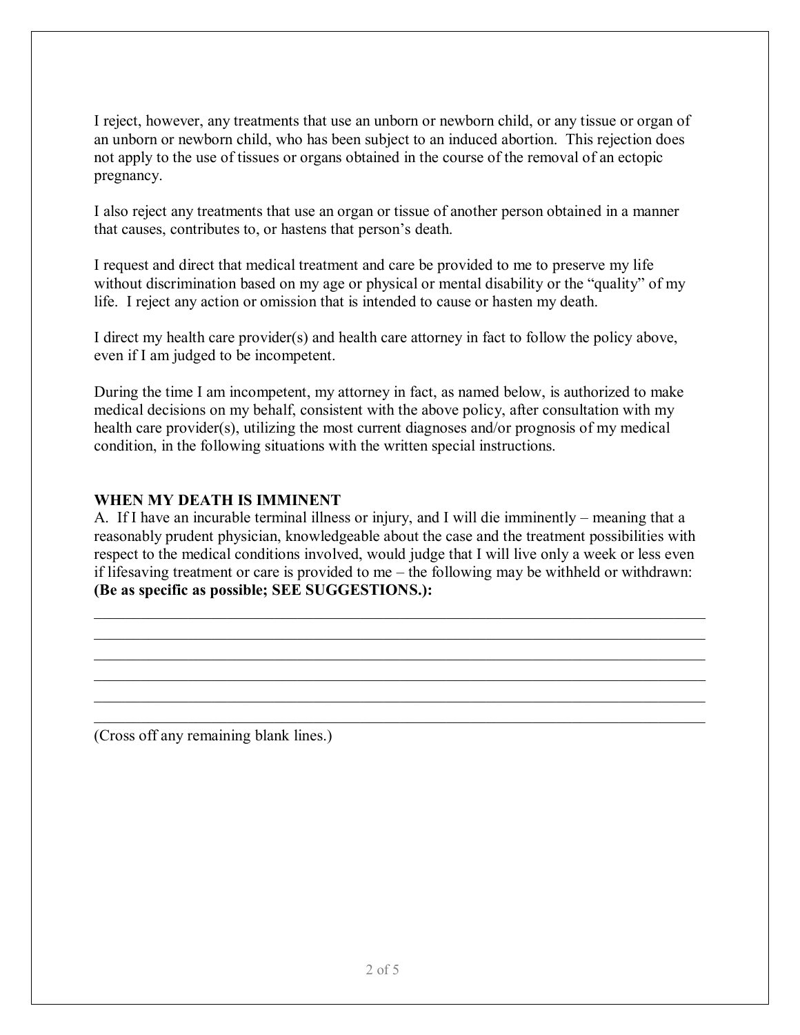I reject, however, any treatments that use an unborn or newborn child, or any tissue or organ of an unborn or newborn child, who has been subject to an induced abortion. This rejection does not apply to the use of tissues or organs obtained in the course of the removal of an ectopic pregnancy.

I also reject any treatments that use an organ or tissue of another person obtained in a manner that causes, contributes to, or hastens that person's death.

I request and direct that medical treatment and care be provided to me to preserve my life without discrimination based on my age or physical or mental disability or the "quality" of my life. I reject any action or omission that is intended to cause or hasten my death.

I direct my health care provider(s) and health care attorney in fact to follow the policy above, even if I am judged to be incompetent.

During the time I am incompetent, my attorney in fact, as named below, is authorized to make medical decisions on my behalf, consistent with the above policy, after consultation with my health care provider(s), utilizing the most current diagnoses and/or prognosis of my medical condition, in the following situations with the written special instructions.

**WHEN MY DEATH IS IMMINENT**

A. If I have an incurable terminal illness or injury, and I will die imminently – meaning that a reasonably prudent physician, knowledgeable about the case and the treatment possibilities with respect to the medical conditions involved, would judge that I will live only a week or less even if lifesaving treatment or care is provided to me – the following may be withheld or withdrawn: **(Be as specific as possible; SEE SUGGESTIONS.):**

\_\_\_\_\_\_\_\_\_\_\_\_\_\_\_\_\_\_\_\_\_\_\_\_\_\_\_\_\_\_\_\_\_\_\_\_\_\_\_\_\_\_\_\_\_\_\_\_\_\_\_\_\_\_\_\_\_\_\_\_\_\_\_\_\_\_\_\_\_\_\_\_\_\_\_\_

\_\_\_\_\_\_\_\_\_\_\_\_\_\_\_\_\_\_\_\_\_\_\_\_\_\_\_\_\_\_\_\_\_\_\_\_\_\_\_\_\_\_\_\_\_\_\_\_\_\_\_\_\_\_\_\_\_\_\_\_\_\_\_\_\_\_\_\_\_\_\_\_\_\_\_\_

\_\_\_\_\_\_\_\_\_\_\_\_\_\_\_\_\_\_\_\_\_\_\_\_\_\_\_\_\_\_\_\_\_\_\_\_\_\_\_\_\_\_\_\_\_\_\_\_\_\_\_\_\_\_\_\_\_\_\_\_\_\_\_\_\_\_\_\_\_\_\_\_\_\_\_\_

\_\_\_\_\_\_\_\_\_\_\_\_\_\_\_\_\_\_\_\_\_\_\_\_\_\_\_\_\_\_\_\_\_\_\_\_\_\_\_\_\_\_\_\_\_\_\_\_\_\_\_\_\_\_\_\_\_\_\_\_\_\_\_\_\_\_\_\_\_\_\_\_\_\_\_\_

\_\_\_\_\_\_\_\_\_\_\_\_\_\_\_\_\_\_\_\_\_\_\_\_\_\_\_\_\_\_\_\_\_\_\_\_\_\_\_\_\_\_\_\_\_\_\_\_\_\_\_\_\_\_\_\_\_\_\_\_\_\_\_\_\_\_\_\_\_\_\_\_\_\_\_\_

\_\_\_\_\_\_\_\_\_\_\_\_\_\_\_\_\_\_\_\_\_\_\_\_\_\_\_\_\_\_\_\_\_\_\_\_\_\_\_\_\_\_\_\_\_\_\_\_\_\_\_\_\_\_\_\_\_\_\_\_\_\_\_\_\_\_\_\_\_\_\_\_\_\_\_\_

(Cross off any remaining blank lines.)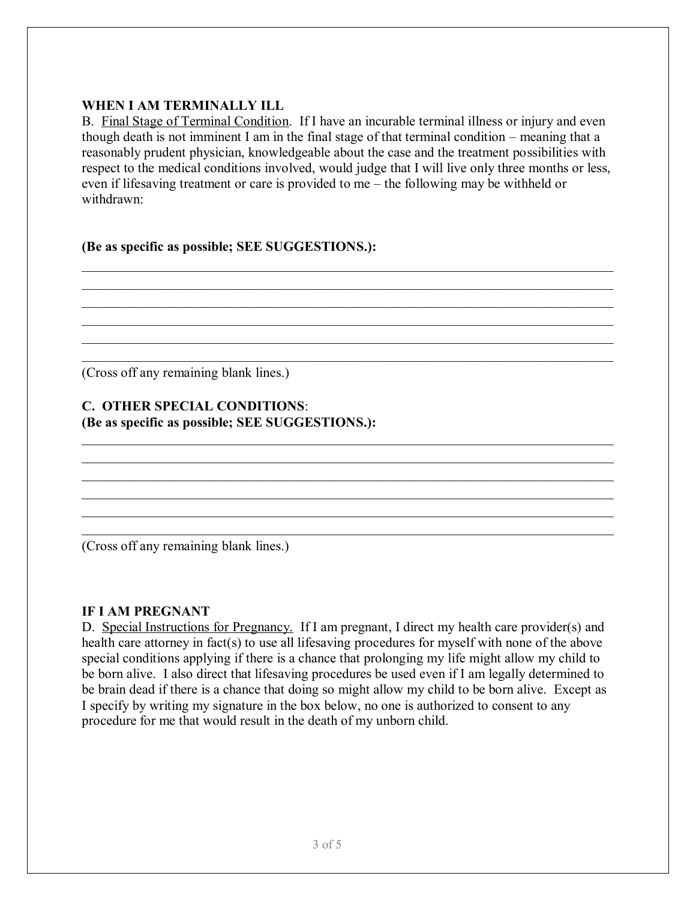**WHEN I AM TERMINALLY ILL**

B. <u>Final Stage of Terminal Condition</u>. If I have an incurable terminal illness or injury and even though death is not imminent I am in the final stage of that terminal condition – meaning that a reasonably prudent physician, knowledgeable about the case and the treatment possibilities with respect to the medical conditions involved, would judge that I will live only three months or less, even if lifesaving treatment or care is provided to me – the following may be withheld or withdrawn:

**(Be as specific as possible; SEE SUGGESTIONS.):**

______________________________________________________________________________
______________________________________________________________________________
______________________________________________________________________________
______________________________________________________________________________
______________________________________________________________________________
______________________________________________________________________________

(Cross off any remaining blank lines.)

**C. OTHER SPECIAL CONDITIONS**:
**(Be as specific as possible; SEE SUGGESTIONS.):**

______________________________________________________________________________
______________________________________________________________________________
______________________________________________________________________________
______________________________________________________________________________
______________________________________________________________________________
______________________________________________________________________________

(Cross off any remaining blank lines.)

**IF I AM PREGNANT**

D. <u>Special Instructions for Pregnancy.</u> If I am pregnant, I direct my health care provider(s) and health care attorney in fact(s) to use all lifesaving procedures for myself with none of the above special conditions applying if there is a chance that prolonging my life might allow my child to be born alive. I also direct that lifesaving procedures be used even if I am legally determined to be brain dead if there is a chance that doing so might allow my child to be born alive. Except as I specify by writing my signature in the box below, no one is authorized to consent to any procedure for me that would result in the death of my unborn child.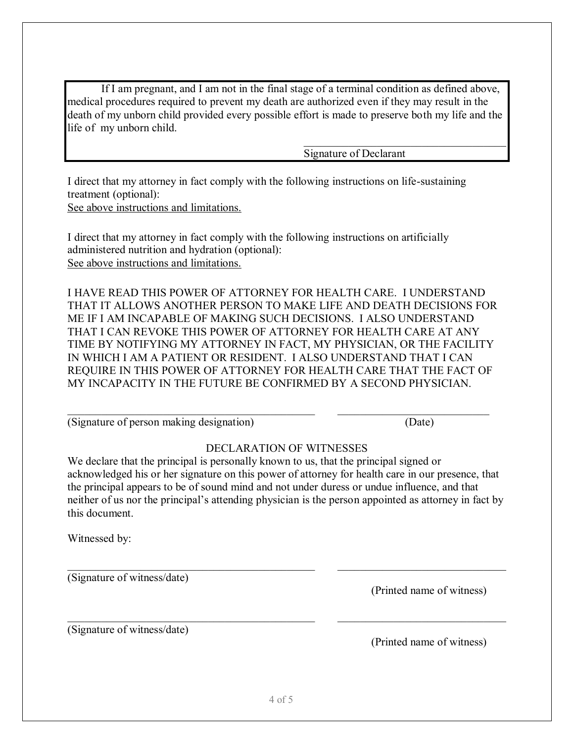If I am pregnant, and I am not in the final stage of a terminal condition as defined above, medical procedures required to prevent my death are authorized even if they may result in the death of my unborn child provided every possible effort is made to preserve both my life and the life of my unborn child.

\_\_\_\_\_\_\_\_\_\_\_\_\_\_\_\_\_\_\_\_\_\_\_\_\_\_\_\_\_\_\_\_\_\_\_\_\_\_\_\_
Signature of Declarant

I direct that my attorney in fact comply with the following instructions on life-sustaining treatment (optional):
<u>See above instructions and limitations.</u>

I direct that my attorney in fact comply with the following instructions on artificially administered nutrition and hydration (optional):
<u>See above instructions and limitations.</u>

I HAVE READ THIS POWER OF ATTORNEY FOR HEALTH CARE. I UNDERSTAND THAT IT ALLOWS ANOTHER PERSON TO MAKE LIFE AND DEATH DECISIONS FOR ME IF I AM INCAPABLE OF MAKING SUCH DECISIONS. I ALSO UNDERSTAND THAT I CAN REVOKE THIS POWER OF ATTORNEY FOR HEALTH CARE AT ANY TIME BY NOTIFYING MY ATTORNEY IN FACT, MY PHYSICIAN, OR THE FACILITY IN WHICH I AM A PATIENT OR RESIDENT. I ALSO UNDERSTAND THAT I CAN REQUIRE IN THIS POWER OF ATTORNEY FOR HEALTH CARE THAT THE FACT OF MY INCAPACITY IN THE FUTURE BE CONFIRMED BY A SECOND PHYSICIAN.

\_\_\_\_\_\_\_\_\_\_\_\_\_\_\_\_\_\_\_\_\_\_\_\_\_\_\_\_\_\_\_\_\_\_\_\_\_\_\_\_ \_\_\_\_\_\_\_\_\_\_\_\_\_\_\_\_\_\_\_\_\_\_\_\_\_\_\_\_
(Signature of person making designation) (Date)

DECLARATION OF WITNESSES

We declare that the principal is personally known to us, that the principal signed or acknowledged his or her signature on this power of attorney for health care in our presence, that the principal appears to be of sound mind and not under duress or undue influence, and that neither of us nor the principal's attending physician is the person appointed as attorney in fact by this document.

Witnessed by:

\_\_\_\_\_\_\_\_\_\_\_\_\_\_\_\_\_\_\_\_\_\_\_\_\_\_\_\_\_\_\_\_\_\_\_\_\_\_\_\_ \_\_\_\_\_\_\_\_\_\_\_\_\_\_\_\_\_\_\_\_\_\_\_\_\_\_\_\_\_\_
(Signature of witness/date) (Printed name of witness)

\_\_\_\_\_\_\_\_\_\_\_\_\_\_\_\_\_\_\_\_\_\_\_\_\_\_\_\_\_\_\_\_\_\_\_\_\_\_\_\_ \_\_\_\_\_\_\_\_\_\_\_\_\_\_\_\_\_\_\_\_\_\_\_\_\_\_\_\_\_\_
(Signature of witness/date) (Printed name of witness)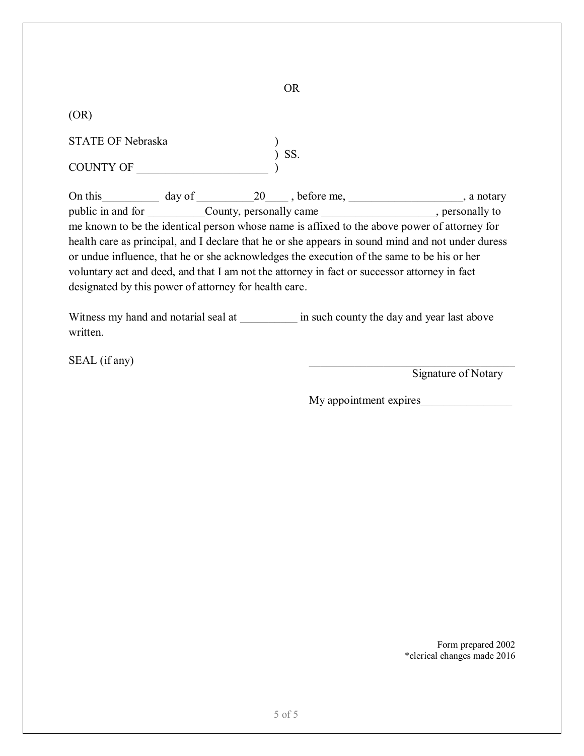OR

(OR)

STATE OF Nebraska )
) SS.
COUNTY OF _______________________ )

On this__________ day of __________20____ , before me, ____________________, a notary public in and for __________County, personally came ____________________, personally to me known to be the identical person whose name is affixed to the above power of attorney for health care as principal, and I declare that he or she appears in sound mind and not under duress or undue influence, that he or she acknowledges the execution of the same to be his or her voluntary act and deed, and that I am not the attorney in fact or successor attorney in fact designated by this power of attorney for health care.

Witness my hand and notarial seal at __________ in such county the day and year last above written.

SEAL (if any)

_______________________________________
Signature of Notary

My appointment expires________________

Form prepared 2002
*clerical changes made 2016